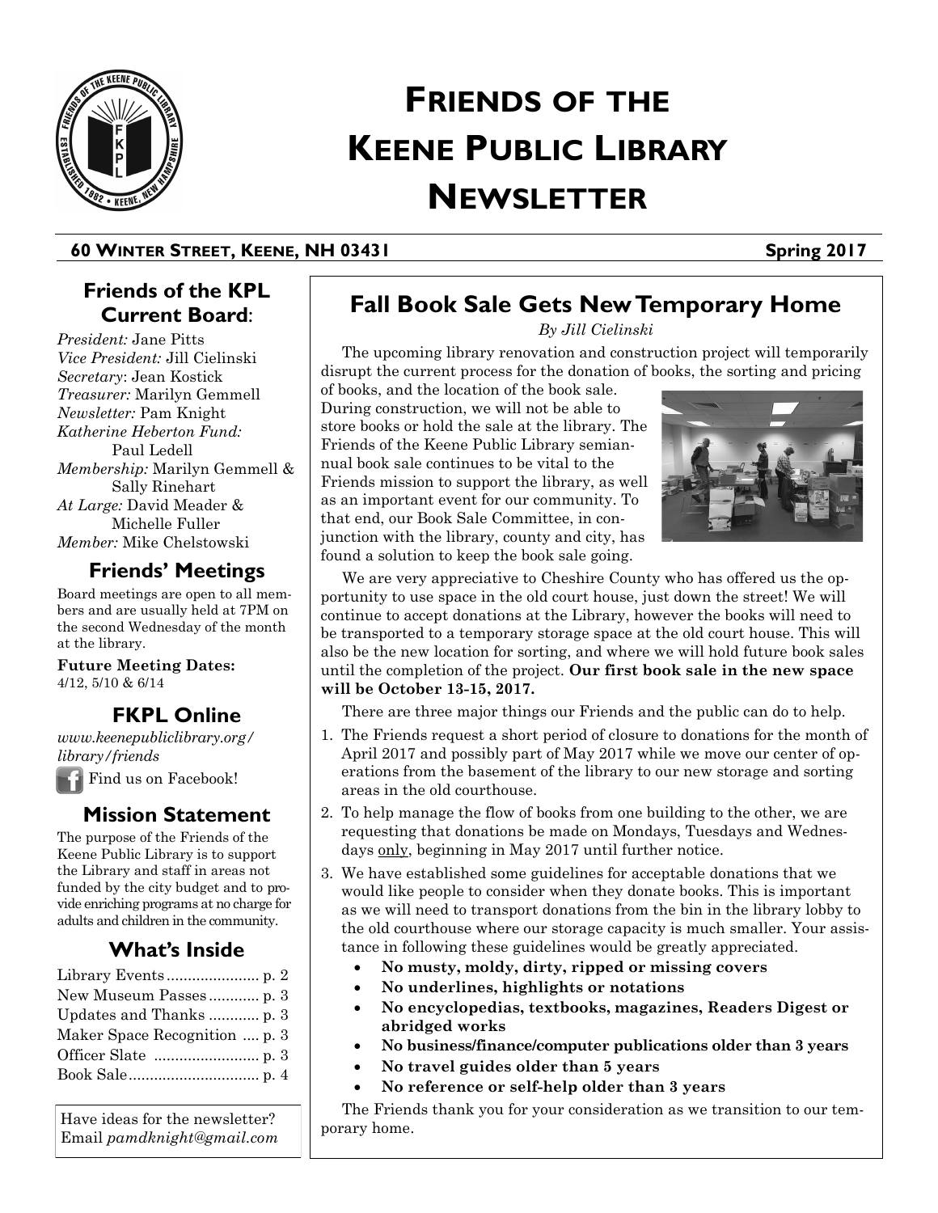# Friends of the Keene Public Library Newsletter

**60 Winter Street, Keene, NH 03431** **Spring 2017**

## Fall Book Sale Gets New Temporary Home

*By Jill Cielinski*

The upcoming library renovation and construction project will temporarily disrupt the current process for the donation of books, the sorting and pricing of books, and the location of the book sale. During construction, we will not be able to store books or hold the sale at the library. The Friends of the Keene Public Library semiannual book sale continues to be vital to the Friends mission to support the library, as well as an important event for our community. To that end, our Book Sale Committee, in conjunction with the library, county and city, has found a solution to keep the book sale going.

We are very appreciative to Cheshire County who has offered us the opportunity to use space in the old court house, just down the street! We will continue to accept donations at the Library, however the books will need to be transported to a temporary storage space at the old court house. This will also be the new location for sorting, and where we will hold future book sales until the completion of the project. **Our first book sale in the new space will be October 13-15, 2017.**

There are three major things our Friends and the public can do to help.

1. The Friends request a short period of closure to donations for the month of April 2017 and possibly part of May 2017 while we move our center of operations from the basement of the library to our new storage and sorting areas in the old courthouse.
2. To help manage the flow of books from one building to the other, we are requesting that donations be made on Mondays, Tuesdays and Wednesdays only, beginning in May 2017 until further notice.
3. We have established some guidelines for acceptable donations that we would like people to consider when they donate books. This is important as we will need to transport donations from the bin in the library lobby to the old courthouse where our storage capacity is much smaller. Your assistance in following these guidelines would be greatly appreciated.
   - **No musty, moldy, dirty, ripped or missing covers**
   - **No underlines, highlights or notations**
   - **No encyclopedias, textbooks, magazines, Readers Digest or abridged works**
   - **No business/finance/computer publications older than 3 years**
   - **No travel guides older than 5 years**
   - **No reference or self-help older than 3 years**

The Friends thank you for your consideration as we transition to our temporary home.

### Friends of the KPL Current Board:

*President:* Jane Pitts
*Vice President:* Jill Cielinski
*Secretary*: Jean Kostick
*Treasurer:* Marilyn Gemmell
*Newsletter:* Pam Knight
*Katherine Heberton Fund:* Paul Ledell
*Membership:* Marilyn Gemmell & Sally Rinehart
*At Large:* David Meader & Michelle Fuller
*Member:* Mike Chelstowski

### Friends' Meetings

Board meetings are open to all members and are usually held at 7PM on the second Wednesday of the month at the library.

**Future Meeting Dates:**
4/12, 5/10 & 6/14

### FKPL Online

*www.keenepubliclibrary.org/library/friends*

Find us on Facebook!

### Mission Statement

The purpose of the Friends of the Keene Public Library is to support the Library and staff in areas not funded by the city budget and to provide enriching programs at no charge for adults and children in the community.

### What's Inside

| | |
|---|---|
| Library Events | p. 2 |
| New Museum Passes | p. 3 |
| Updates and Thanks | p. 3 |
| Maker Space Recognition | p. 3 |
| Officer Slate | p. 3 |
| Book Sale | p. 4 |

Have ideas for the newsletter? Email *pamdknight@gmail.com*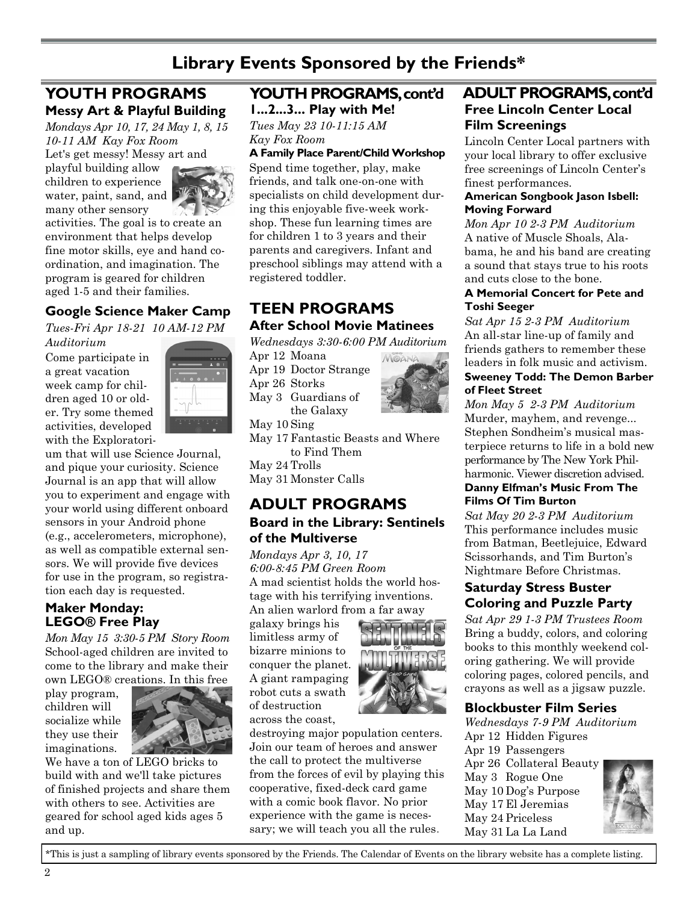# Library Events Sponsored by the Friends*

## YOUTH PROGRAMS

### Messy Art & Playful Building

*Mondays Apr 10, 17, 24 May 1, 8, 15 10-11 AM Kay Fox Room*

Let's get messy! Messy art and playful building allow children to experience water, paint, sand, and many other sensory activities. The goal is to create an environment that helps develop fine motor skills, eye and hand coordination, and imagination. The program is geared for children aged 1-5 and their families.

### Google Science Maker Camp

*Tues-Fri Apr 18-21 10 AM-12 PM Auditorium*

Come participate in a great vacation week camp for children aged 10 or older. Try some themed activities, developed with the Exploratorium that will use Science Journal, and pique your curiosity. Science Journal is an app that will allow you to experiment and engage with your world using different onboard sensors in your Android phone (e.g., accelerometers, microphone), as well as compatible external sensors. We will provide five devices for use in the program, so registration each day is requested.

### Maker Monday: LEGO® Free Play

*Mon May 15 3:30-5 PM Story Room*

School-aged children are invited to come to the library and make their own LEGO® creations. In this free play program, children will socialize while they use their imaginations. We have a ton of LEGO bricks to build with and we'll take pictures of finished projects and share them with others to see. Activities are geared for school aged kids ages 5 and up.

## YOUTH PROGRAMS, cont'd

### 1...2...3... Play with Me!

*Tues May 23 10-11:15 AM Kay Fox Room*

**A Family Place Parent/Child Workshop**

Spend time together, play, make friends, and talk one-on-one with specialists on child development during this enjoyable five-week workshop. These fun learning times are for children 1 to 3 years and their parents and caregivers. Infant and preschool siblings may attend with a registered toddler.

## TEEN PROGRAMS

### After School Movie Matinees

*Wednesdays 3:30-6:00 PM Auditorium*

- Apr 12 Moana
- Apr 19 Doctor Strange
- Apr 26 Storks
- May 3 Guardians of the Galaxy
- May 10 Sing
- May 17 Fantastic Beasts and Where to Find Them
- May 24 Trolls
- May 31 Monster Calls

## ADULT PROGRAMS

### Board in the Library: Sentinels of the Multiverse

*Mondays Apr 3, 10, 17 6:00-8:45 PM Green Room*

A mad scientist holds the world hostage with his terrifying inventions. An alien warlord from a far away galaxy brings his limitless army of bizarre minions to conquer the planet. A giant rampaging robot cuts a swath of destruction across the coast, destroying major population centers. Join our team of heroes and answer the call to protect the multiverse from the forces of evil by playing this cooperative, fixed-deck card game with a comic book flavor. No prior experience with the game is necessary; we will teach you all the rules.

## ADULT PROGRAMS, cont'd

### Free Lincoln Center Local Film Screenings

Lincoln Center Local partners with your local library to offer exclusive free screenings of Lincoln Center's finest performances.

**American Songbook Jason Isbell: Moving Forward**

*Mon Apr 10 2-3 PM Auditorium*

A native of Muscle Shoals, Alabama, he and his band are creating a sound that stays true to his roots and cuts close to the bone.

**A Memorial Concert for Pete and Toshi Seeger**

*Sat Apr 15 2-3 PM Auditorium*

An all-star line-up of family and friends gathers to remember these leaders in folk music and activism.

**Sweeney Todd: The Demon Barber of Fleet Street**

*Mon May 5 2-3 PM Auditorium*

Murder, mayhem, and revenge... Stephen Sondheim's musical masterpiece returns to life in a bold new performance by The New York Philharmonic. Viewer discretion advised.

**Danny Elfman's Music From The Films Of Tim Burton**

*Sat May 20 2-3 PM Auditorium*

This performance includes music from Batman, Beetlejuice, Edward Scissorhands, and Tim Burton's Nightmare Before Christmas.

### Saturday Stress Buster Coloring and Puzzle Party

*Sat Apr 29 1-3 PM Trustees Room*

Bring a buddy, colors, and coloring books to this monthly weekend coloring gathering. We will provide coloring pages, colored pencils, and crayons as well as a jigsaw puzzle.

### Blockbuster Film Series

*Wednesdays 7-9 PM Auditorium*

- Apr 12 Hidden Figures
- Apr 19 Passengers
- Apr 26 Collateral Beauty
- May 3 Rogue One
- May 10 Dog's Purpose
- May 17 El Jeremias
- May 24 Priceless
- May 31 La La Land

*This is just a sampling of library events sponsored by the Friends. The Calendar of Events on the library website has a complete listing.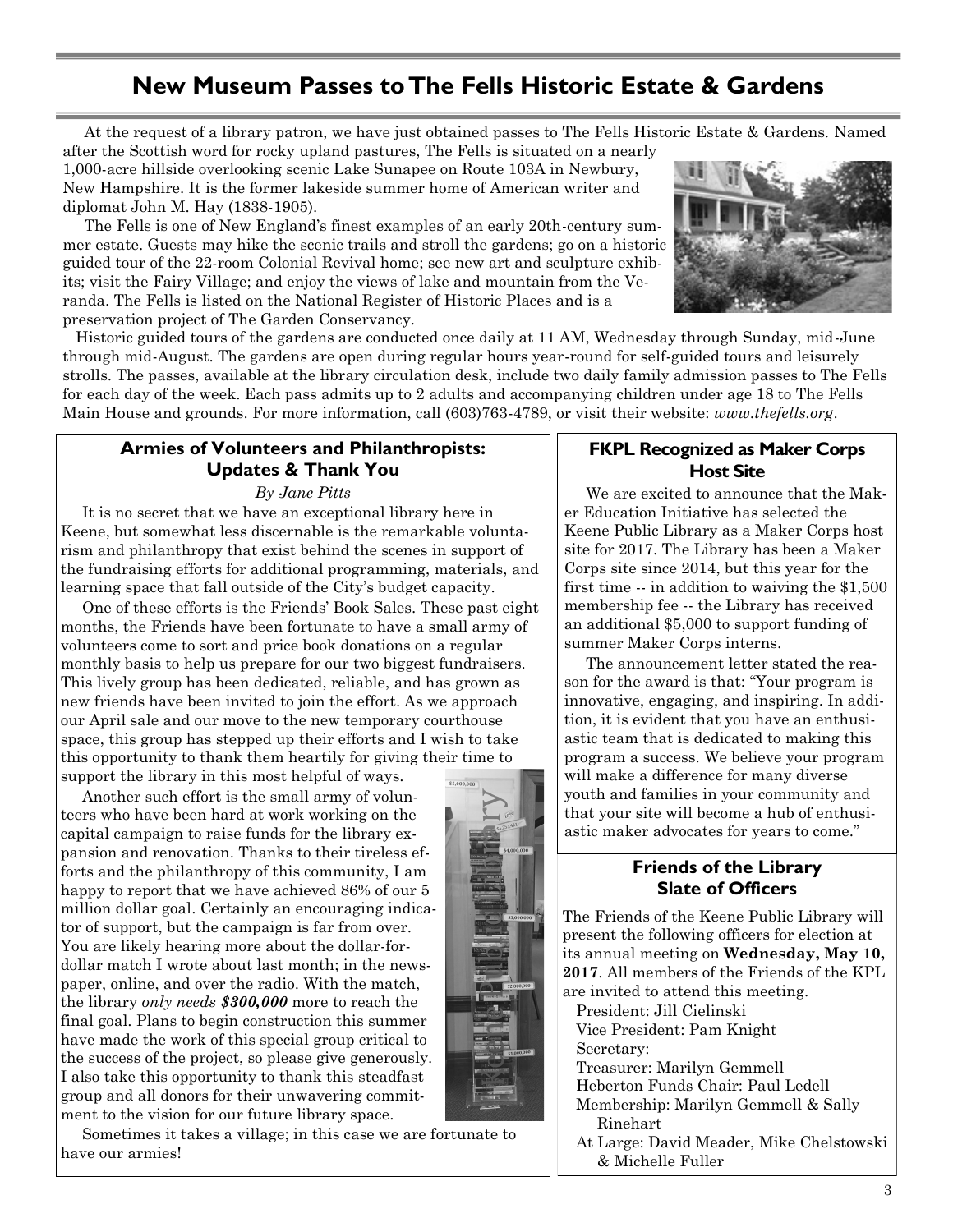# New Museum Passes to The Fells Historic Estate & Gardens

At the request of a library patron, we have just obtained passes to The Fells Historic Estate & Gardens. Named after the Scottish word for rocky upland pastures, The Fells is situated on a nearly 1,000-acre hillside overlooking scenic Lake Sunapee on Route 103A in Newbury, New Hampshire. It is the former lakeside summer home of American writer and diplomat John M. Hay (1838-1905).

The Fells is one of New England's finest examples of an early 20th-century summer estate. Guests may hike the scenic trails and stroll the gardens; go on a historic guided tour of the 22-room Colonial Revival home; see new art and sculpture exhibits; visit the Fairy Village; and enjoy the views of lake and mountain from the Veranda. The Fells is listed on the National Register of Historic Places and is a preservation project of The Garden Conservancy.

Historic guided tours of the gardens are conducted once daily at 11 AM, Wednesday through Sunday, mid-June through mid-August. The gardens are open during regular hours year-round for self-guided tours and leisurely strolls. The passes, available at the library circulation desk, include two daily family admission passes to The Fells for each day of the week. Each pass admits up to 2 adults and accompanying children under age 18 to The Fells Main House and grounds. For more information, call (603)763-4789, or visit their website: *www.thefells.org*.

## Armies of Volunteers and Philanthropists: Updates & Thank You

*By Jane Pitts*

It is no secret that we have an exceptional library here in Keene, but somewhat less discernable is the remarkable voluntarism and philanthropy that exist behind the scenes in support of the fundraising efforts for additional programming, materials, and learning space that fall outside of the City's budget capacity.

One of these efforts is the Friends' Book Sales. These past eight months, the Friends have been fortunate to have a small army of volunteers come to sort and price book donations on a regular monthly basis to help us prepare for our two biggest fundraisers. This lively group has been dedicated, reliable, and has grown as new friends have been invited to join the effort. As we approach our April sale and our move to the new temporary courthouse space, this group has stepped up their efforts and I wish to take this opportunity to thank them heartily for giving their time to support the library in this most helpful of ways.

Another such effort is the small army of volunteers who have been hard at work working on the capital campaign to raise funds for the library expansion and renovation. Thanks to their tireless efforts and the philanthropy of this community, I am happy to report that we have achieved 86% of our 5 million dollar goal. Certainly an encouraging indicator of support, but the campaign is far from over. You are likely hearing more about the dollar-for-dollar match I wrote about last month; in the newspaper, online, and over the radio. With the match, the library *only needs **$300,000*** more to reach the final goal. Plans to begin construction this summer have made the work of this special group critical to the success of the project, so please give generously. I also take this opportunity to thank this steadfast group and all donors for their unwavering commitment to the vision for our future library space.

Sometimes it takes a village; in this case we are fortunate to have our armies!

## FKPL Recognized as Maker Corps Host Site

We are excited to announce that the Maker Education Initiative has selected the Keene Public Library as a Maker Corps host site for 2017. The Library has been a Maker Corps site since 2014, but this year for the first time -- in addition to waiving the $1,500 membership fee -- the Library has received an additional $5,000 to support funding of summer Maker Corps interns.

The announcement letter stated the reason for the award is that: "Your program is innovative, engaging, and inspiring. In addition, it is evident that you have an enthusiastic team that is dedicated to making this program a success. We believe your program will make a difference for many diverse youth and families in your community and that your site will become a hub of enthusiastic maker advocates for years to come."

## Friends of the Library Slate of Officers

The Friends of the Keene Public Library will present the following officers for election at its annual meeting on **Wednesday, May 10, 2017**. All members of the Friends of the KPL are invited to attend this meeting.

- President: Jill Cielinski
- Vice President: Pam Knight
- Secretary:
- Treasurer: Marilyn Gemmell
- Heberton Funds Chair: Paul Ledell
- Membership: Marilyn Gemmell & Sally Rinehart
- At Large: David Meader, Mike Chelstowski & Michelle Fuller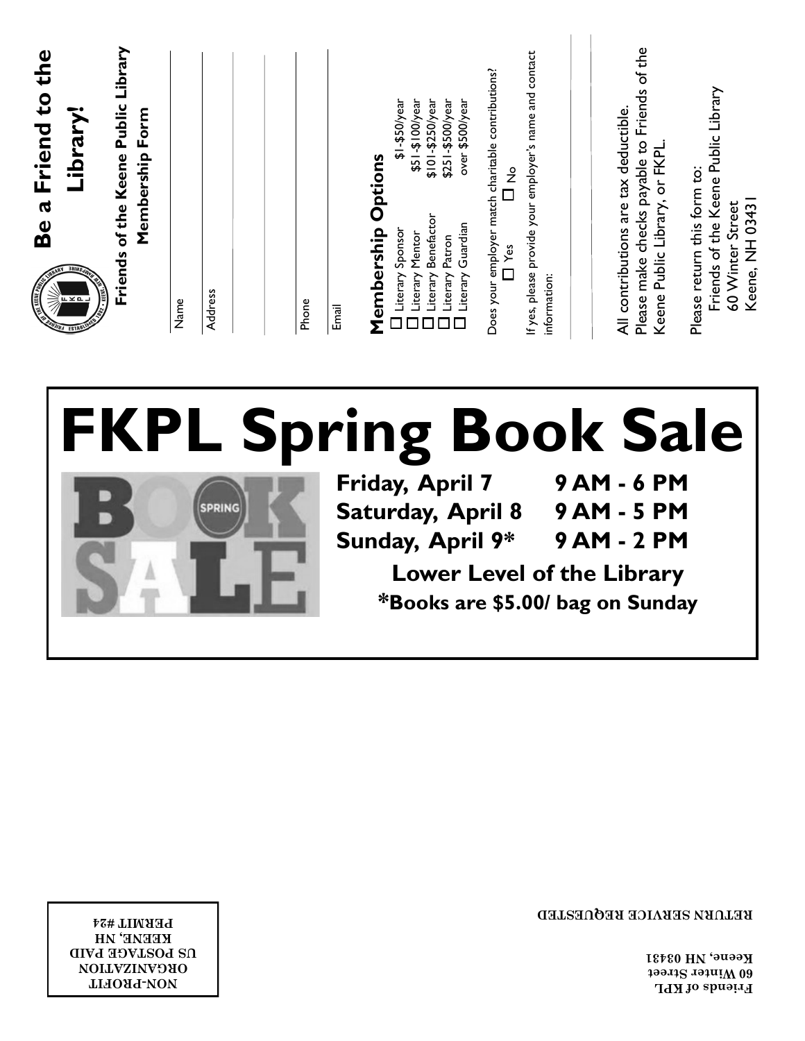# Be a Friend to the Library!

**Friends of the Keene Public Library Membership Form**

Name

Address

Phone

Email

## Membership Options

- ☐ Literary Sponsor $1-$50/year
- ☐ Literary Mentor $51-$100/year
- ☐ Literary Benefactor $101-$250/year
- ☐ Literary Patron $251-$500/year
- ☐ Literary Guardian over $500/year

Does your employer match charitable contributions?

☐ Yes ☐ No

If yes, please provide your employer's name and contact information:

All contributions are tax deductible.
Please make checks payable to Friends of the Keene Public Library, or FKPL.

Please return this form to:
Friends of the Keene Public Library
60 Winter Street
Keene, NH 03431

# FKPL Spring Book Sale

**Friday, April 7 9 AM - 6 PM**
**Saturday, April 8 9 AM - 5 PM**
**Sunday, April 9* 9 AM - 2 PM**

**Lower Level of the Library**

***Books are $5.00/ bag on Sunday**

Friends of KPL
60 Winter Street
Keene, NH 03431

RETURN SERVICE REQUESTED

NON-PROFIT
ORGANIZATION
US POSTAGE PAID
KEENE, NH
PERMIT #24